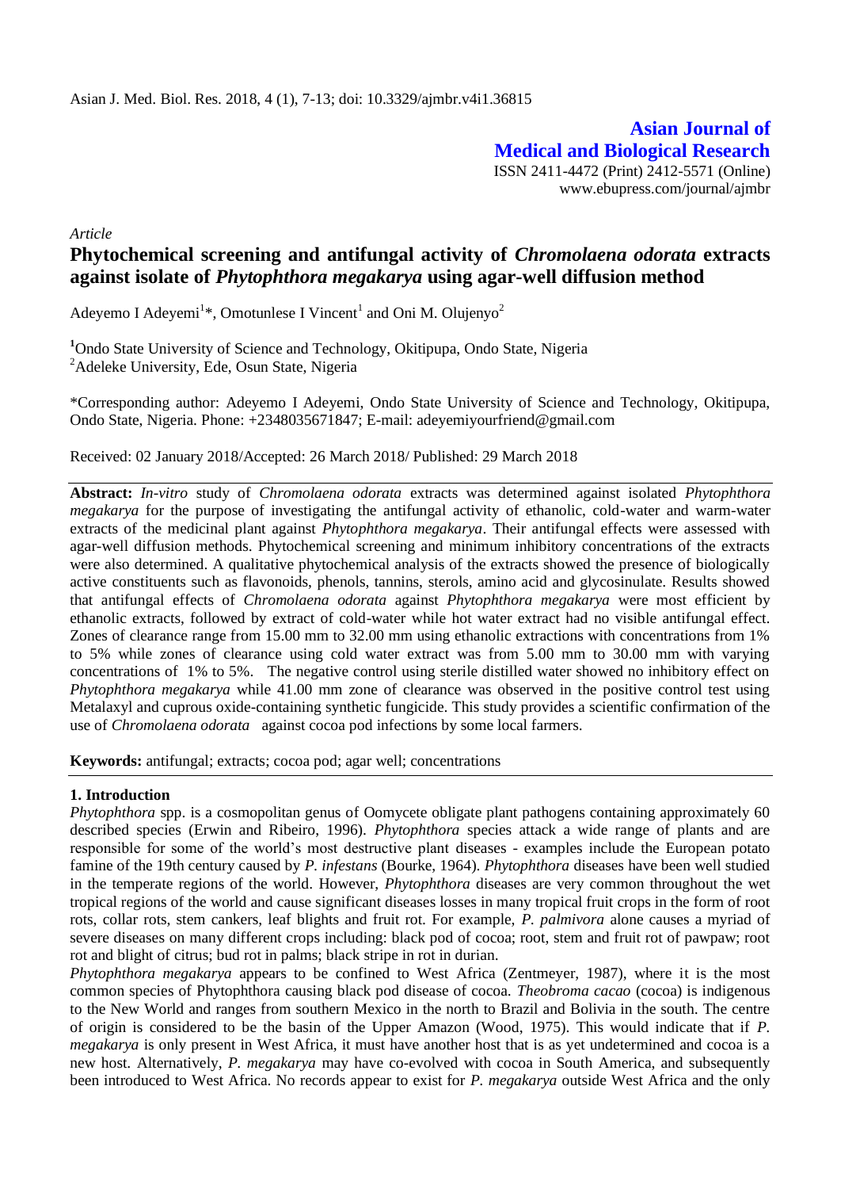*Article*

# Phytochemical screening and antifungal activity of *Chromolaena odorata* extracts against isolate of *Phytophthora megakarya* using agar-well diffusion method

Adeyemo I Adeyemi[1]*, Omotunlese I Vincent[1] and Oni M. Olujenyo[2]

[1]Ondo State University of Science and Technology, Okitipupa, Ondo State, Nigeria
[2]Adeleke University, Ede, Osun State, Nigeria

*Corresponding author: Adeyemo I Adeyemi, Ondo State University of Science and Technology, Okitipupa, Ondo State, Nigeria. Phone: +2348035671847; E-mail: adeyemiyourfriend@gmail.com

Received: 02 January 2018/Accepted: 26 March 2018/ Published: 29 March 2018

**Abstract:** *In-vitro* study of *Chromolaena odorata* extracts was determined against isolated *Phytophthora megakarya* for the purpose of investigating the antifungal activity of ethanolic, cold-water and warm-water extracts of the medicinal plant against *Phytophthora megakarya*. Their antifungal effects were assessed with agar-well diffusion methods. Phytochemical screening and minimum inhibitory concentrations of the extracts were also determined. A qualitative phytochemical analysis of the extracts showed the presence of biologically active constituents such as flavonoids, phenols, tannins, sterols, amino acid and glycosinulate. Results showed that antifungal effects of *Chromolaena odorata* against *Phytophthora megakarya* were most efficient by ethanolic extracts, followed by extract of cold-water while hot water extract had no visible antifungal effect. Zones of clearance range from 15.00 mm to 32.00 mm using ethanolic extractions with concentrations from 1% to 5% while zones of clearance using cold water extract was from 5.00 mm to 30.00 mm with varying concentrations of 1% to 5%. The negative control using sterile distilled water showed no inhibitory effect on *Phytophthora megakarya* while 41.00 mm zone of clearance was observed in the positive control test using Metalaxyl and cuprous oxide-containing synthetic fungicide. This study provides a scientific confirmation of the use of *Chromolaena odorata* against cocoa pod infections by some local farmers.

**Keywords:** antifungal; extracts; cocoa pod; agar well; concentrations

## 1. Introduction

*Phytophthora* spp. is a cosmopolitan genus of Oomycete obligate plant pathogens containing approximately 60 described species (Erwin and Ribeiro, 1996). *Phytophthora* species attack a wide range of plants and are responsible for some of the world's most destructive plant diseases - examples include the European potato famine of the 19th century caused by *P. infestans* (Bourke, 1964). *Phytophthora* diseases have been well studied in the temperate regions of the world. However, *Phytophthora* diseases are very common throughout the wet tropical regions of the world and cause significant diseases losses in many tropical fruit crops in the form of root rots, collar rots, stem cankers, leaf blights and fruit rot. For example, *P. palmivora* alone causes a myriad of severe diseases on many different crops including: black pod of cocoa; root, stem and fruit rot of pawpaw; root rot and blight of citrus; bud rot in palms; black stripe in rot in durian.

*Phytophthora megakarya* appears to be confined to West Africa (Zentmeyer, 1987), where it is the most common species of Phytophthora causing black pod disease of cocoa. *Theobroma cacao* (cocoa) is indigenous to the New World and ranges from southern Mexico in the north to Brazil and Bolivia in the south. The centre of origin is considered to be the basin of the Upper Amazon (Wood, 1975). This would indicate that if *P. megakarya* is only present in West Africa, it must have another host that is as yet undetermined and cocoa is a new host. Alternatively, *P. megakarya* may have co-evolved with cocoa in South America, and subsequently been introduced to West Africa. No records appear to exist for *P. megakarya* outside West Africa and the only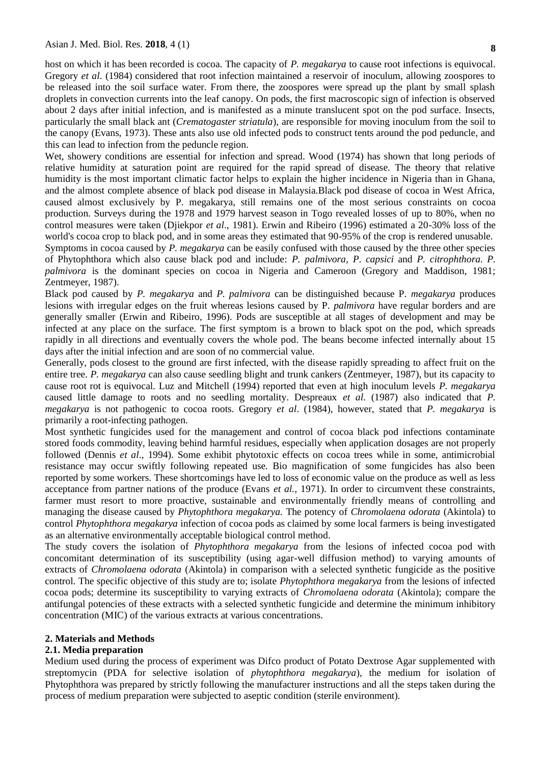host on which it has been recorded is cocoa. The capacity of *P. megakarya* to cause root infections is equivocal. Gregory *et al.* (1984) considered that root infection maintained a reservoir of inoculum, allowing zoospores to be released into the soil surface water. From there, the zoospores were spread up the plant by small splash droplets in convection currents into the leaf canopy. On pods, the first macroscopic sign of infection is observed about 2 days after initial infection, and is manifested as a minute translucent spot on the pod surface. Insects, particularly the small black ant (*Crematogaster striatula*), are responsible for moving inoculum from the soil to the canopy (Evans, 1973). These ants also use old infected pods to construct tents around the pod peduncle, and this can lead to infection from the peduncle region.

Wet, showery conditions are essential for infection and spread. Wood (1974) has shown that long periods of relative humidity at saturation point are required for the rapid spread of disease. The theory that relative humidity is the most important climatic factor helps to explain the higher incidence in Nigeria than in Ghana, and the almost complete absence of black pod disease in Malaysia.Black pod disease of cocoa in West Africa, caused almost exclusively by P. megakarya, still remains one of the most serious constraints on cocoa production. Surveys during the 1978 and 1979 harvest season in Togo revealed losses of up to 80%, when no control measures were taken (Djiekpor *et al*., 1981). Erwin and Ribeiro (1996) estimated a 20-30% loss of the world's cocoa crop to black pod, and in some areas they estimated that 90-95% of the crop is rendered unusable.

Symptoms in cocoa caused by *P. megakarya* can be easily confused with those caused by the three other species of Phytophthora which also cause black pod and include: *P. palmivora, P. capsici* and *P. citrophthora. P. palmivora* is the dominant species on cocoa in Nigeria and Cameroon (Gregory and Maddison, 1981; Zentmeyer, 1987).

Black pod caused by *P. megakarya* and *P. palmivora* can be distinguished because P. *megakarya* produces lesions with irregular edges on the fruit whereas lesions caused by P. *palmivora* have regular borders and are generally smaller (Erwin and Ribeiro, 1996). Pods are susceptible at all stages of development and may be infected at any place on the surface. The first symptom is a brown to black spot on the pod, which spreads rapidly in all directions and eventually covers the whole pod. The beans become infected internally about 15 days after the initial infection and are soon of no commercial value.

Generally, pods closest to the ground are first infected, with the disease rapidly spreading to affect fruit on the entire tree. *P. megakarya* can also cause seedling blight and trunk cankers (Zentmeyer, 1987), but its capacity to cause root rot is equivocal. Luz and Mitchell (1994) reported that even at high inoculum levels *P. megakarya* caused little damage to roots and no seedling mortality. Despreaux *et al.* (1987) also indicated that *P. megakarya* is not pathogenic to cocoa roots. Gregory *et al*. (1984), however, stated that *P. megakarya* is primarily a root-infecting pathogen.

Most synthetic fungicides used for the management and control of cocoa black pod infections contaminate stored foods commodity, leaving behind harmful residues, especially when application dosages are not properly followed (Dennis *et al*., 1994). Some exhibit phytotoxic effects on cocoa trees while in some, antimicrobial resistance may occur swiftly following repeated use. Bio magnification of some fungicides has also been reported by some workers. These shortcomings have led to loss of economic value on the produce as well as less acceptance from partner nations of the produce (Evans *et al.*, 1971). In order to circumvent these constraints, farmer must resort to more proactive, sustainable and environmentally friendly means of controlling and managing the disease caused by *Phytophthora megakarya.* The potency of *Chromolaena odorata* (Akintola) to control *Phytophthora megakarya* infection of cocoa pods as claimed by some local farmers is being investigated as an alternative environmentally acceptable biological control method.

The study covers the isolation of *Phytophthora megakarya* from the lesions of infected cocoa pod with concomitant determination of its susceptibility (using agar-well diffusion method) to varying amounts of extracts of *Chromolaena odorata* (Akintola) in comparison with a selected synthetic fungicide as the positive control. The specific objective of this study are to; isolate *Phytophthora megakarya* from the lesions of infected cocoa pods; determine its susceptibility to varying extracts of *Chromolaena odorata* (Akintola); compare the antifungal potencies of these extracts with a selected synthetic fungicide and determine the minimum inhibitory concentration (MIC) of the various extracts at various concentrations.

## 2. Materials and Methods

### 2.1. Media preparation

Medium used during the process of experiment was Difco product of Potato Dextrose Agar supplemented with streptomycin (PDA for selective isolation of *phytophthora megakarya*), the medium for isolation of Phytophthora was prepared by strictly following the manufacturer instructions and all the steps taken during the process of medium preparation were subjected to aseptic condition (sterile environment).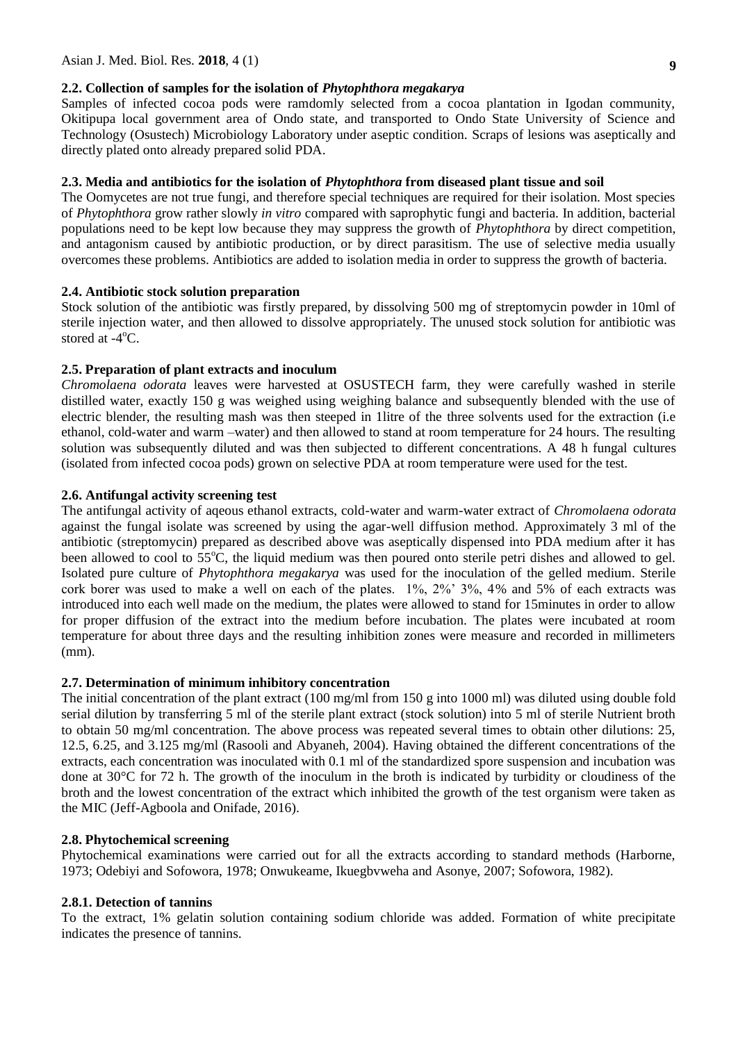### 2.2. Collection of samples for the isolation of *Phytophthora megakarya*

Samples of infected cocoa pods were ramdomly selected from a cocoa plantation in Igodan community, Okitipupa local government area of Ondo state, and transported to Ondo State University of Science and Technology (Osustech) Microbiology Laboratory under aseptic condition. Scraps of lesions was aseptically and directly plated onto already prepared solid PDA.

### 2.3. Media and antibiotics for the isolation of *Phytophthora* from diseased plant tissue and soil

The Oomycetes are not true fungi, and therefore special techniques are required for their isolation. Most species of *Phytophthora* grow rather slowly *in vitro* compared with saprophytic fungi and bacteria. In addition, bacterial populations need to be kept low because they may suppress the growth of *Phytophthora* by direct competition, and antagonism caused by antibiotic production, or by direct parasitism. The use of selective media usually overcomes these problems. Antibiotics are added to isolation media in order to suppress the growth of bacteria.

### 2.4. Antibiotic stock solution preparation

Stock solution of the antibiotic was firstly prepared, by dissolving 500 mg of streptomycin powder in 10ml of sterile injection water, and then allowed to dissolve appropriately. The unused stock solution for antibiotic was stored at -4$^{o}$C.

### 2.5. Preparation of plant extracts and inoculum

*Chromolaena odorata* leaves were harvested at OSUSTECH farm, they were carefully washed in sterile distilled water, exactly 150 g was weighed using weighing balance and subsequently blended with the use of electric blender, the resulting mash was then steeped in 1litre of the three solvents used for the extraction (i.e ethanol, cold-water and warm –water) and then allowed to stand at room temperature for 24 hours. The resulting solution was subsequently diluted and was then subjected to different concentrations. A 48 h fungal cultures (isolated from infected cocoa pods) grown on selective PDA at room temperature were used for the test.

### 2.6. Antifungal activity screening test

The antifungal activity of aqeous ethanol extracts, cold-water and warm-water extract of *Chromolaena odorata* against the fungal isolate was screened by using the agar-well diffusion method. Approximately 3 ml of the antibiotic (streptomycin) prepared as described above was aseptically dispensed into PDA medium after it has been allowed to cool to 55$^{o}$C, the liquid medium was then poured onto sterile petri dishes and allowed to gel. Isolated pure culture of *Phytophthora megakarya* was used for the inoculation of the gelled medium. Sterile cork borer was used to make a well on each of the plates. 1%, 2%' 3%, 4% and 5% of each extracts was introduced into each well made on the medium, the plates were allowed to stand for 15minutes in order to allow for proper diffusion of the extract into the medium before incubation. The plates were incubated at room temperature for about three days and the resulting inhibition zones were measure and recorded in millimeters (mm).

### 2.7. Determination of minimum inhibitory concentration

The initial concentration of the plant extract (100 mg/ml from 150 g into 1000 ml) was diluted using double fold serial dilution by transferring 5 ml of the sterile plant extract (stock solution) into 5 ml of sterile Nutrient broth to obtain 50 mg/ml concentration. The above process was repeated several times to obtain other dilutions: 25, 12.5, 6.25, and 3.125 mg/ml (Rasooli and Abyaneh, 2004). Having obtained the different concentrations of the extracts, each concentration was inoculated with 0.1 ml of the standardized spore suspension and incubation was done at 30°C for 72 h. The growth of the inoculum in the broth is indicated by turbidity or cloudiness of the broth and the lowest concentration of the extract which inhibited the growth of the test organism were taken as the MIC (Jeff-Agboola and Onifade, 2016).

### 2.8. Phytochemical screening

Phytochemical examinations were carried out for all the extracts according to standard methods (Harborne, 1973; Odebiyi and Sofowora, 1978; Onwukeame, Ikuegbvweha and Asonye, 2007; Sofowora, 1982).

#### 2.8.1. Detection of tannins

To the extract, 1% gelatin solution containing sodium chloride was added. Formation of white precipitate indicates the presence of tannins.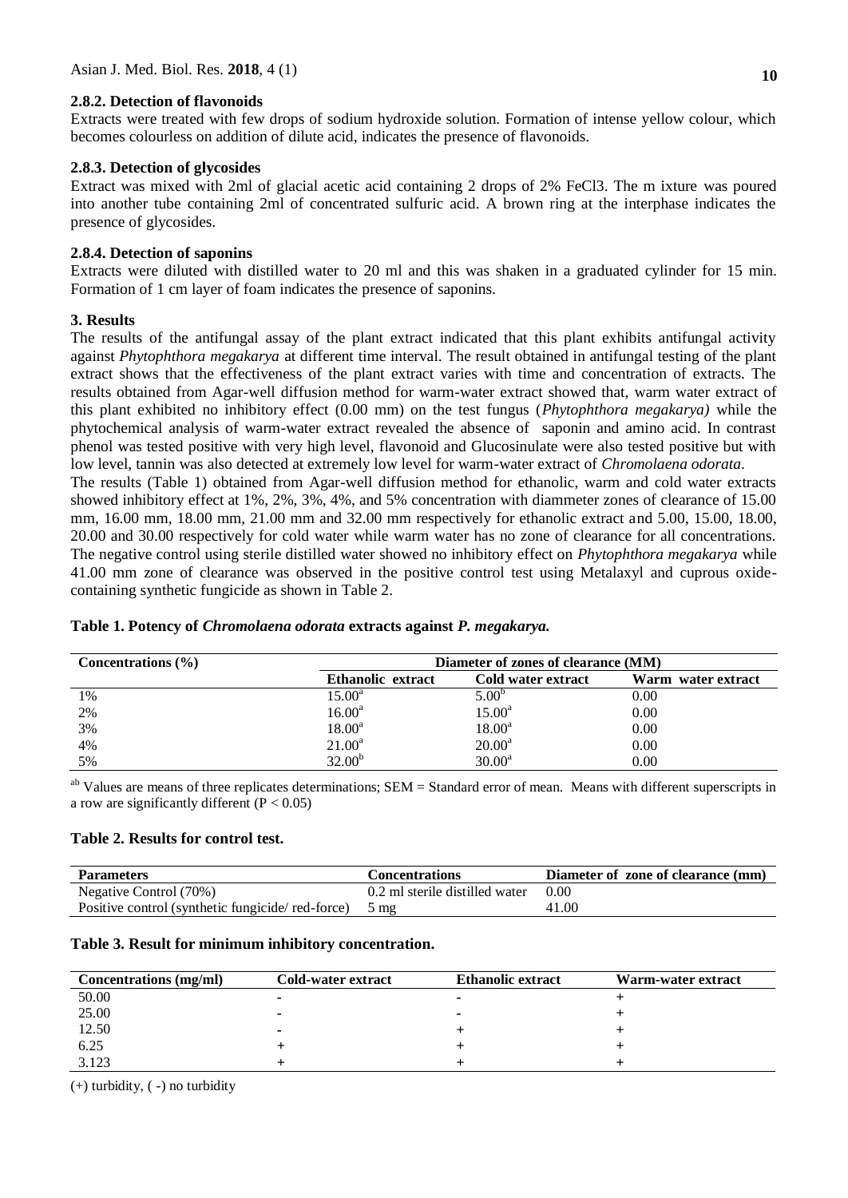### 2.8.2. Detection of flavonoids

Extracts were treated with few drops of sodium hydroxide solution. Formation of intense yellow colour, which becomes colourless on addition of dilute acid, indicates the presence of flavonoids.

### 2.8.3. Detection of glycosides

Extract was mixed with 2ml of glacial acetic acid containing 2 drops of 2% $FeCl_3$. The m ixture was poured into another tube containing 2ml of concentrated sulfuric acid. A brown ring at the interphase indicates the presence of glycosides.

### 2.8.4. Detection of saponins

Extracts were diluted with distilled water to 20 ml and this was shaken in a graduated cylinder for 15 min. Formation of 1 cm layer of foam indicates the presence of saponins.

## 3. Results

The results of the antifungal assay of the plant extract indicated that this plant exhibits antifungal activity against *Phytophthora megakarya* at different time interval. The result obtained in antifungal testing of the plant extract shows that the effectiveness of the plant extract varies with time and concentration of extracts. The results obtained from Agar-well diffusion method for warm-water extract showed that, warm water extract of this plant exhibited no inhibitory effect (0.00 mm) on the test fungus (*Phytophthora megakarya)* while the phytochemical analysis of warm-water extract revealed the absence of saponin and amino acid. In contrast phenol was tested positive with very high level, flavonoid and Glucosinulate were also tested positive but with low level, tannin was also detected at extremely low level for warm-water extract of *Chromolaena odorata*.

The results (Table 1) obtained from Agar-well diffusion method for ethanolic, warm and cold water extracts showed inhibitory effect at 1%, 2%, 3%, 4%, and 5% concentration with diammeter zones of clearance of 15.00 mm, 16.00 mm, 18.00 mm, 21.00 mm and 32.00 mm respectively for ethanolic extract and 5.00, 15.00, 18.00, 20.00 and 30.00 respectively for cold water while warm water has no zone of clearance for all concentrations. The negative control using sterile distilled water showed no inhibitory effect on *Phytophthora megakarya* while 41.00 mm zone of clearance was observed in the positive control test using Metalaxyl and cuprous oxide-containing synthetic fungicide as shown in Table 2.

**Table 1. Potency of *Chromolaena odorata* extracts against *P. megakarya.***

| Concentrations (%) | Diameter of zones of clearance (MM) | | |
|---|---|---|---|
| | Ethanolic extract | Cold water extract | Warm water extract |
| 1% | $15.00^{a}$ | $5.00^{b}$ | 0.00 |
| 2% | $16.00^{a}$ | $15.00^{a}$ | 0.00 |
| 3% | $18.00^{a}$ | $18.00^{a}$ | 0.00 |
| 4% | $21.00^{a}$ | $20.00^{a}$ | 0.00 |
| 5% | $32.00^{b}$ | $30.00^{a}$ | 0.00 |

[ab] Values are means of three replicates determinations; SEM = Standard error of mean. Means with different superscripts in a row are significantly different ($P < 0.05$)

**Table 2. Results for control test.**

| Parameters | Concentrations | Diameter of zone of clearance (mm) |
|---|---|---|
| Negative Control (70%) | 0.2 ml sterile distilled water | 0.00 |
| Positive control (synthetic fungicide/ red-force) | 5 mg | 41.00 |

**Table 3. Result for minimum inhibitory concentration.**

| Concentrations (mg/ml) | Cold-water extract | Ethanolic extract | Warm-water extract |
|---|---|---|---|
| 50.00 | - | - | + |
| 25.00 | - | - | + |
| 12.50 | - | + | + |
| 6.25 | + | + | + |
| 3.123 | + | + | + |

(+) turbidity, ( -) no turbidity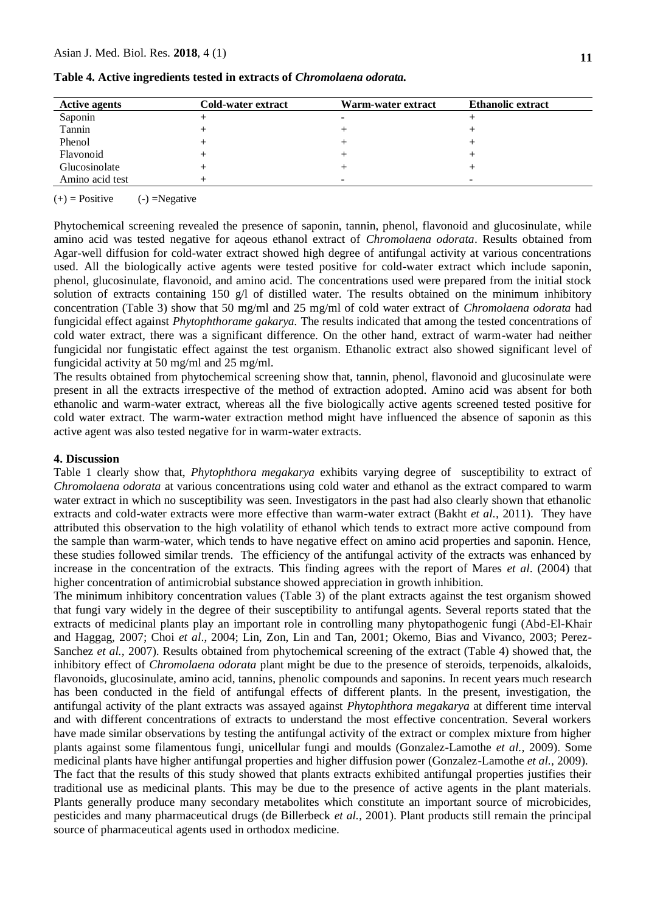**Table 4. Active ingredients tested in extracts of *Chromolaena odorata.***

| Active agents | Cold-water extract | Warm-water extract | Ethanolic extract |
|---|---|---|---|
| Saponin | + | - | + |
| Tannin | + | + | + |
| Phenol | + | + | + |
| Flavonoid | + | + | + |
| Glucosinolate | + | + | + |
| Amino acid test | + | - | - |

(+) = Positive (-) =Negative

Phytochemical screening revealed the presence of saponin, tannin, phenol, flavonoid and glucosinulate, while amino acid was tested negative for aqeous ethanol extract of *Chromolaena odorata*. Results obtained from Agar-well diffusion for cold-water extract showed high degree of antifungal activity at various concentrations used. All the biologically active agents were tested positive for cold-water extract which include saponin, phenol, glucosinulate, flavonoid, and amino acid. The concentrations used were prepared from the initial stock solution of extracts containing 150 g/l of distilled water. The results obtained on the minimum inhibitory concentration (Table 3) show that 50 mg/ml and 25 mg/ml of cold water extract of *Chromolaena odorata* had fungicidal effect against *Phytophthorame gakarya.* The results indicated that among the tested concentrations of cold water extract, there was a significant difference. On the other hand, extract of warm-water had neither fungicidal nor fungistatic effect against the test organism. Ethanolic extract also showed significant level of fungicidal activity at 50 mg/ml and 25 mg/ml.

The results obtained from phytochemical screening show that, tannin, phenol, flavonoid and glucosinulate were present in all the extracts irrespective of the method of extraction adopted. Amino acid was absent for both ethanolic and warm-water extract, whereas all the five biologically active agents screened tested positive for cold water extract. The warm-water extraction method might have influenced the absence of saponin as this active agent was also tested negative for in warm-water extracts.

## 4. Discussion

Table 1 clearly show that, *Phytophthora megakarya* exhibits varying degree of susceptibility to extract of *Chromolaena odorata* at various concentrations using cold water and ethanol as the extract compared to warm water extract in which no susceptibility was seen. Investigators in the past had also clearly shown that ethanolic extracts and cold-water extracts were more effective than warm-water extract (Bakht *et al.,* 2011). They have attributed this observation to the high volatility of ethanol which tends to extract more active compound from the sample than warm-water, which tends to have negative effect on amino acid properties and saponin. Hence, these studies followed similar trends. The efficiency of the antifungal activity of the extracts was enhanced by increase in the concentration of the extracts. This finding agrees with the report of Mares *et al*. (2004) that higher concentration of antimicrobial substance showed appreciation in growth inhibition.

The minimum inhibitory concentration values (Table 3) of the plant extracts against the test organism showed that fungi vary widely in the degree of their susceptibility to antifungal agents. Several reports stated that the extracts of medicinal plants play an important role in controlling many phytopathogenic fungi (Abd-El-Khair and Haggag, 2007; Choi *et al*., 2004; Lin, Zon, Lin and Tan, 2001; Okemo, Bias and Vivanco, 2003; Perez-Sanchez *et al.,* 2007). Results obtained from phytochemical screening of the extract (Table 4) showed that, the inhibitory effect of *Chromolaena odorata* plant might be due to the presence of steroids, terpenoids, alkaloids, flavonoids, glucosinulate, amino acid, tannins, phenolic compounds and saponins. In recent years much research has been conducted in the field of antifungal effects of different plants. In the present, investigation, the antifungal activity of the plant extracts was assayed against *Phytophthora megakarya* at different time interval and with different concentrations of extracts to understand the most effective concentration. Several workers have made similar observations by testing the antifungal activity of the extract or complex mixture from higher plants against some filamentous fungi, unicellular fungi and moulds (Gonzalez-Lamothe *et al.*, 2009). Some medicinal plants have higher antifungal properties and higher diffusion power (Gonzalez-Lamothe *et al.,* 2009).

The fact that the results of this study showed that plants extracts exhibited antifungal properties justifies their traditional use as medicinal plants. This may be due to the presence of active agents in the plant materials. Plants generally produce many secondary metabolites which constitute an important source of microbicides, pesticides and many pharmaceutical drugs (de Billerbeck *et al.,* 2001). Plant products still remain the principal source of pharmaceutical agents used in orthodox medicine.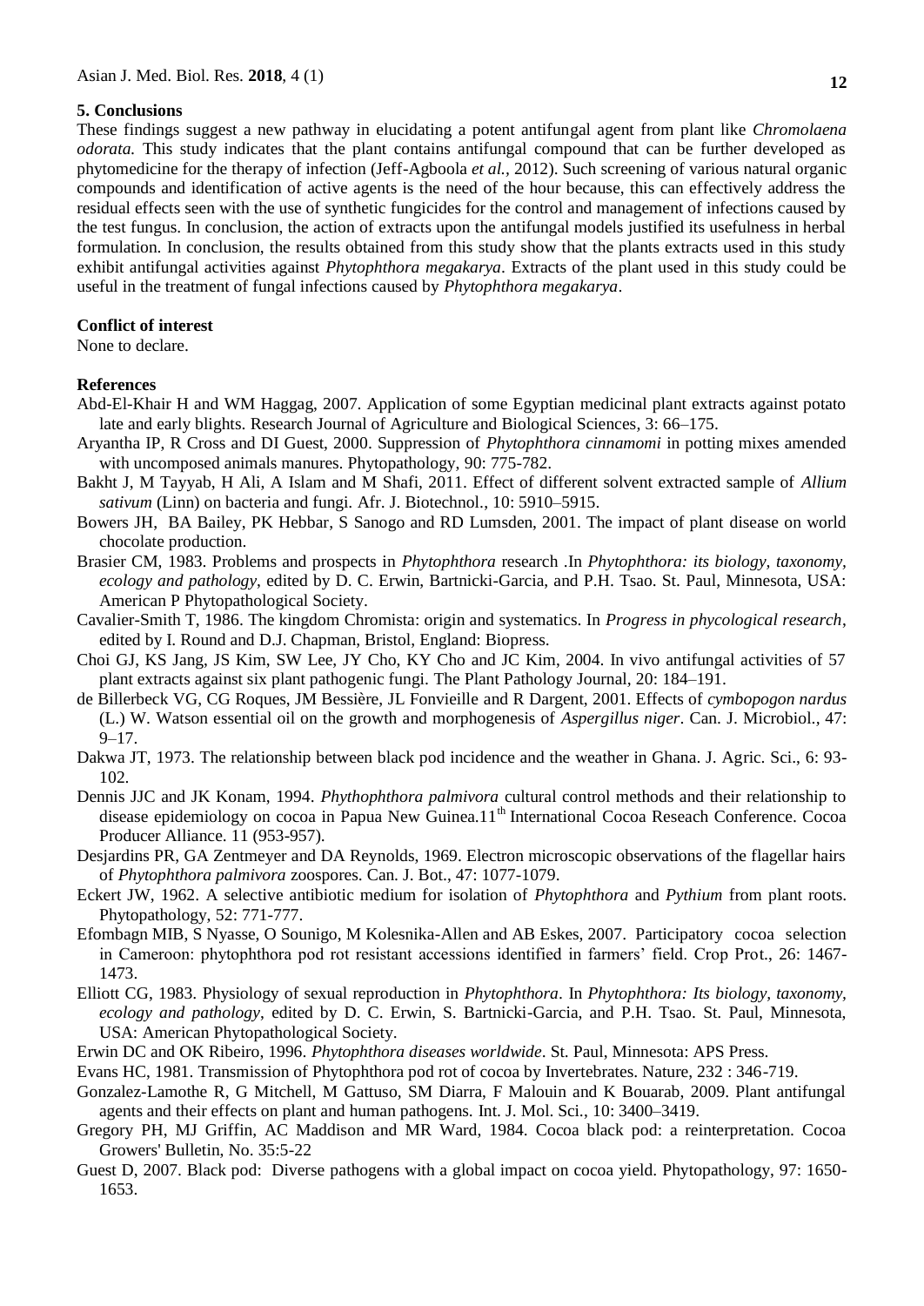## 5. Conclusions

These findings suggest a new pathway in elucidating a potent antifungal agent from plant like *Chromolaena odorata.* This study indicates that the plant contains antifungal compound that can be further developed as phytomedicine for the therapy of infection (Jeff-Agboola *et al.,* 2012). Such screening of various natural organic compounds and identification of active agents is the need of the hour because, this can effectively address the residual effects seen with the use of synthetic fungicides for the control and management of infections caused by the test fungus. In conclusion, the action of extracts upon the antifungal models justified its usefulness in herbal formulation. In conclusion, the results obtained from this study show that the plants extracts used in this study exhibit antifungal activities against *Phytophthora megakarya*. Extracts of the plant used in this study could be useful in the treatment of fungal infections caused by *Phytophthora megakarya*.

## Conflict of interest

None to declare.

## References

Abd-El-Khair H and WM Haggag, 2007. Application of some Egyptian medicinal plant extracts against potato late and early blights. Research Journal of Agriculture and Biological Sciences, 3: 66–175.

Aryantha IP, R Cross and DI Guest, 2000. Suppression of *Phytophthora cinnamomi* in potting mixes amended with uncomposed animals manures. Phytopathology, 90: 775-782.

Bakht J, M Tayyab, H Ali, A Islam and M Shafi, 2011. Effect of different solvent extracted sample of *Allium sativum* (Linn) on bacteria and fungi. Afr. J. Biotechnol., 10: 5910–5915.

Bowers JH, BA Bailey, PK Hebbar, S Sanogo and RD Lumsden, 2001. The impact of plant disease on world chocolate production.

Brasier CM, 1983. Problems and prospects in *Phytophthora* research .In *Phytophthora: its biology, taxonomy, ecology and pathology*, edited by D. C. Erwin, Bartnicki-Garcia, and P.H. Tsao. St. Paul, Minnesota, USA: American P Phytopathological Society.

Cavalier-Smith T, 1986. The kingdom Chromista: origin and systematics. In *Progress in phycological research*, edited by I. Round and D.J. Chapman, Bristol, England: Biopress.

Choi GJ, KS Jang, JS Kim, SW Lee, JY Cho, KY Cho and JC Kim, 2004. In vivo antifungal activities of 57 plant extracts against six plant pathogenic fungi. The Plant Pathology Journal, 20: 184–191.

de Billerbeck VG, CG Roques, JM Bessière, JL Fonvieille and R Dargent, 2001. Effects of *cymbopogon nardus* (L.) W. Watson essential oil on the growth and morphogenesis of *Aspergillus niger*. Can. J. Microbiol., 47: 9–17.

Dakwa JT, 1973. The relationship between black pod incidence and the weather in Ghana. J. Agric. Sci., 6: 93-102.

Dennis JJC and JK Konam, 1994. *Phythophthora palmivora* cultural control methods and their relationship to disease epidemiology on cocoa in Papua New Guinea.11th International Cocoa Reseach Conference. Cocoa Producer Alliance. 11 (953-957).

Desjardins PR, GA Zentmeyer and DA Reynolds, 1969. Electron microscopic observations of the flagellar hairs of *Phytophthora palmivora* zoospores. Can. J. Bot., 47: 1077-1079.

Eckert JW, 1962. A selective antibiotic medium for isolation of *Phytophthora* and *Pythium* from plant roots. Phytopathology, 52: 771-777.

Efombagn MIB, S Nyasse, O Sounigo, M Kolesnika-Allen and AB Eskes, 2007. Participatory cocoa selection in Cameroon: phytophthora pod rot resistant accessions identified in farmers' field. Crop Prot., 26: 1467-1473.

Elliott CG, 1983. Physiology of sexual reproduction in *Phytophthora*. In *Phytophthora: Its biology, taxonomy, ecology and pathology*, edited by D. C. Erwin, S. Bartnicki-Garcia, and P.H. Tsao. St. Paul, Minnesota, USA: American Phytopathological Society.

Erwin DC and OK Ribeiro, 1996. *Phytophthora diseases worldwide*. St. Paul, Minnesota: APS Press.

Evans HC, 1981. Transmission of Phytophthora pod rot of cocoa by Invertebrates. Nature, 232 : 346-719.

Gonzalez-Lamothe R, G Mitchell, M Gattuso, SM Diarra, F Malouin and K Bouarab, 2009. Plant antifungal agents and their effects on plant and human pathogens. Int. J. Mol. Sci., 10: 3400–3419.

Gregory PH, MJ Griffin, AC Maddison and MR Ward, 1984. Cocoa black pod: a reinterpretation. Cocoa Growers' Bulletin, No. 35:5-22

Guest D, 2007. Black pod: Diverse pathogens with a global impact on cocoa yield. Phytopathology, 97: 1650-1653.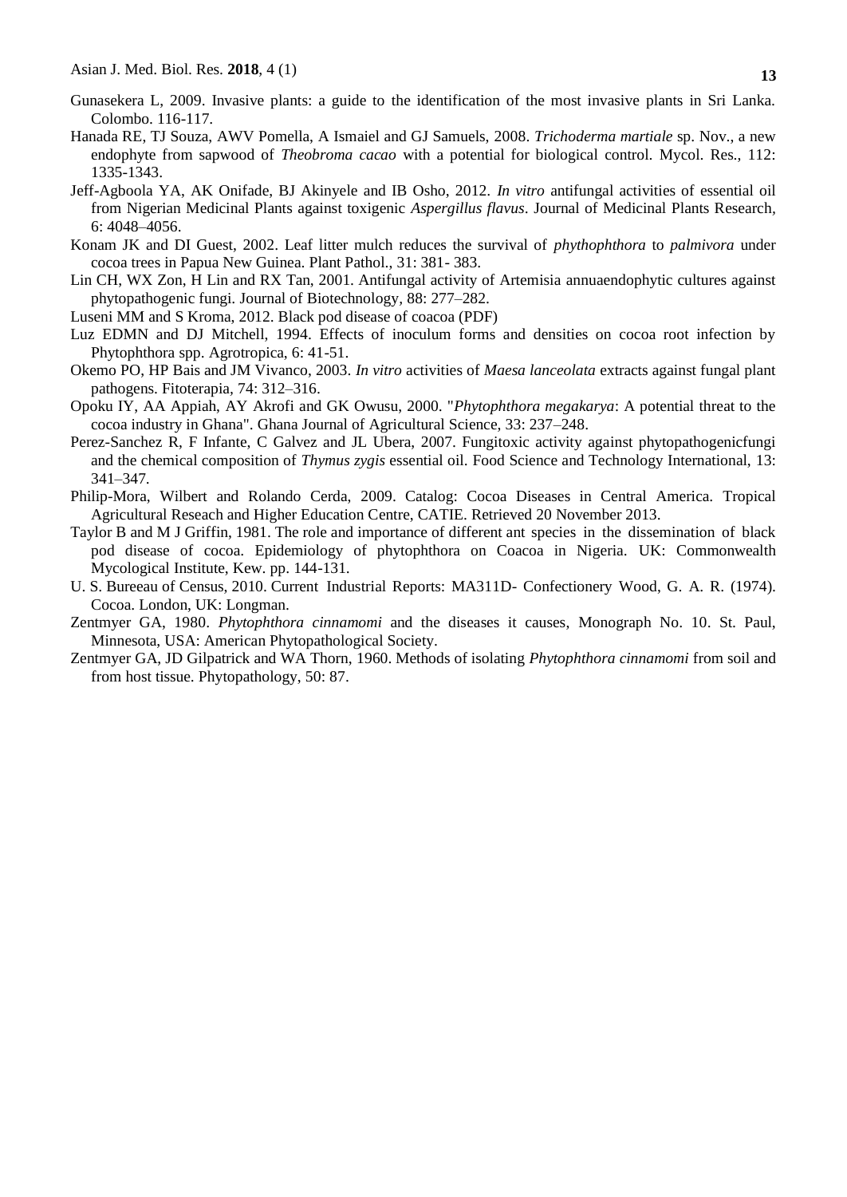Gunasekera L, 2009. Invasive plants: a guide to the identification of the most invasive plants in Sri Lanka. Colombo. 116-117.

Hanada RE, TJ Souza, AWV Pomella, A Ismaiel and GJ Samuels, 2008. *Trichoderma martiale* sp. Nov., a new endophyte from sapwood of *Theobroma cacao* with a potential for biological control. Mycol. Res., 112: 1335-1343.

Jeff-Agboola YA, AK Onifade, BJ Akinyele and IB Osho, 2012. *In vitro* antifungal activities of essential oil from Nigerian Medicinal Plants against toxigenic *Aspergillus flavus*. Journal of Medicinal Plants Research, 6: 4048–4056.

Konam JK and DI Guest, 2002. Leaf litter mulch reduces the survival of *phythophthora* to *palmivora* under cocoa trees in Papua New Guinea. Plant Pathol., 31: 381- 383.

Lin CH, WX Zon, H Lin and RX Tan, 2001. Antifungal activity of Artemisia annuaendophytic cultures against phytopathogenic fungi. Journal of Biotechnology, 88: 277–282.

Luseni MM and S Kroma, 2012. Black pod disease of coacoa (PDF)

Luz EDMN and DJ Mitchell, 1994. Effects of inoculum forms and densities on cocoa root infection by Phytophthora spp. Agrotropica, 6: 41-51.

Okemo PO, HP Bais and JM Vivanco, 2003. *In vitro* activities of *Maesa lanceolata* extracts against fungal plant pathogens. Fitoterapia, 74: 312–316.

Opoku IY, AA Appiah, AY Akrofi and GK Owusu, 2000. "*Phytophthora megakarya*: A potential threat to the cocoa industry in Ghana". Ghana Journal of Agricultural Science, 33: 237–248.

Perez-Sanchez R, F Infante, C Galvez and JL Ubera, 2007. Fungitoxic activity against phytopathogenicfungi and the chemical composition of *Thymus zygis* essential oil. Food Science and Technology International, 13: 341–347.

Philip-Mora, Wilbert and Rolando Cerda, 2009. Catalog: Cocoa Diseases in Central America. Tropical Agricultural Reseach and Higher Education Centre, CATIE. Retrieved 20 November 2013.

Taylor B and M J Griffin, 1981. The role and importance of different ant species in the dissemination of black pod disease of cocoa. Epidemiology of phytophthora on Coacoa in Nigeria. UK: Commonwealth Mycological Institute, Kew. pp. 144-131.

U. S. Bureeau of Census, 2010. Current Industrial Reports: MA311D- Confectionery Wood, G. A. R. (1974). Cocoa. London, UK: Longman.

Zentmyer GA, 1980. *Phytophthora cinnamomi* and the diseases it causes, Monograph No. 10. St. Paul, Minnesota, USA: American Phytopathological Society.

Zentmyer GA, JD Gilpatrick and WA Thorn, 1960. Methods of isolating *Phytophthora cinnamomi* from soil and from host tissue. Phytopathology, 50: 87.